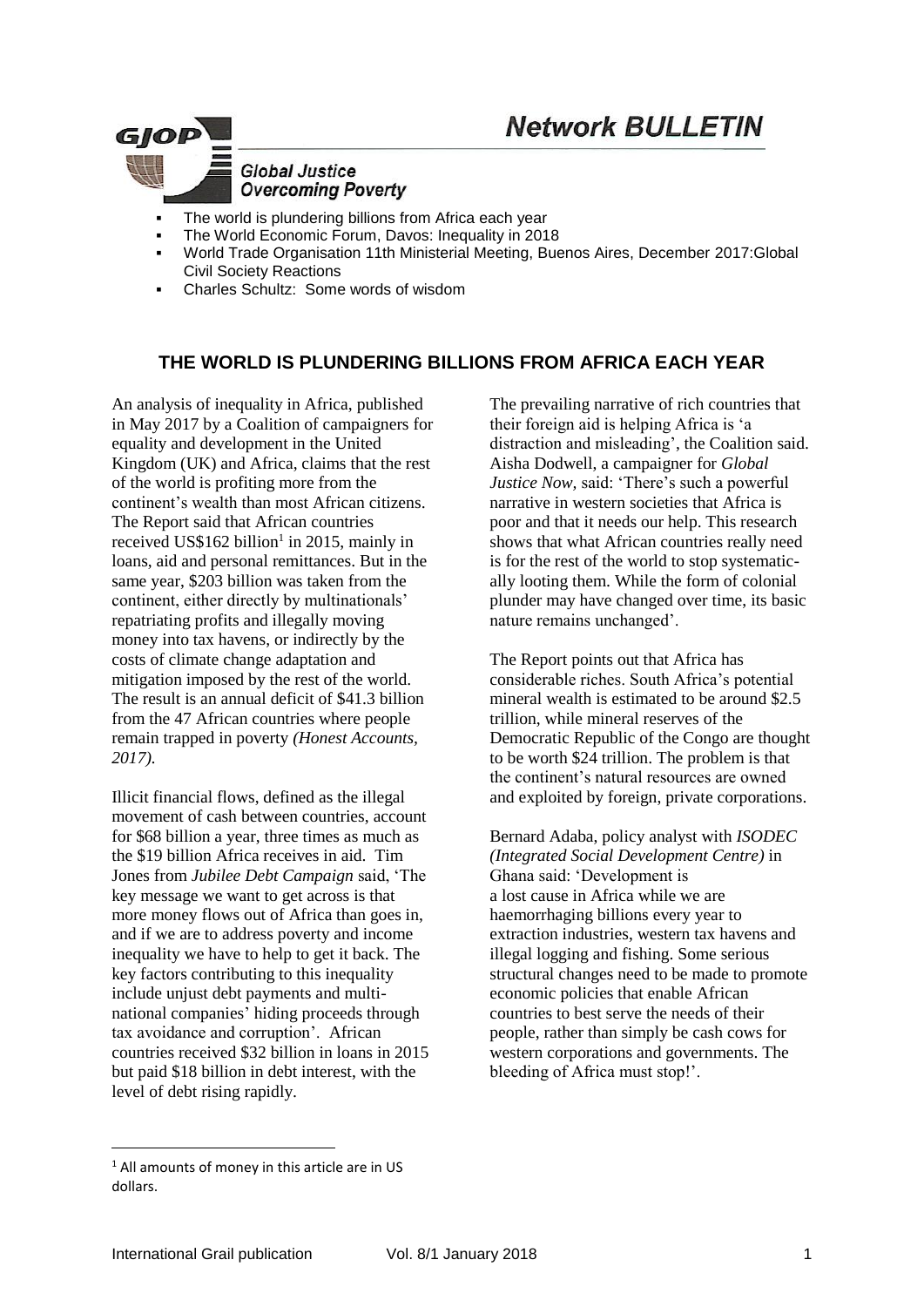# Network BULLETIN

GJOP — Global Justice Overcoming Poverty

- The world is plundering billions from Africa each year
- The World Economic Forum, Davos: Inequality in 2018
- World Trade Organisation 11th Ministerial Meeting, Buenos Aires, December 2017:Global Civil Society Reactions
- Charles Schultz: Some words of wisdom

## THE WORLD IS PLUNDERING BILLIONS FROM AFRICA EACH YEAR

An analysis of inequality in Africa, published in May 2017 by a Coalition of campaigners for equality and development in the United Kingdom (UK) and Africa, claims that the rest of the world is profiting more from the continent's wealth than most African citizens. The Report said that African countries received US$162 billion[1] in 2015, mainly in loans, aid and personal remittances. But in the same year, $203 billion was taken from the continent, either directly by multinationals' repatriating profits and illegally moving money into tax havens, or indirectly by the costs of climate change adaptation and mitigation imposed by the rest of the world. The result is an annual deficit of $41.3 billion from the 47 African countries where people remain trapped in poverty *(Honest Accounts, 2017).*

Illicit financial flows, defined as the illegal movement of cash between countries, account for $68 billion a year, three times as much as the $19 billion Africa receives in aid. Tim Jones from *Jubilee Debt Campaign* said, 'The key message we want to get across is that more money flows out of Africa than goes in, and if we are to address poverty and income inequality we have to help to get it back. The key factors contributing to this inequality include unjust debt payments and multinational companies' hiding proceeds through tax avoidance and corruption'. African countries received $32 billion in loans in 2015 but paid $18 billion in debt interest, with the level of debt rising rapidly.

The prevailing narrative of rich countries that their foreign aid is helping Africa is 'a distraction and misleading', the Coalition said. Aisha Dodwell, a campaigner for *Global Justice Now*, said: 'There's such a powerful narrative in western societies that Africa is poor and that it needs our help. This research shows that what African countries really need is for the rest of the world to stop systematically looting them. While the form of colonial plunder may have changed over time, its basic nature remains unchanged'.

The Report points out that Africa has considerable riches. South Africa's potential mineral wealth is estimated to be around $2.5 trillion, while mineral reserves of the Democratic Republic of the Congo are thought to be worth $24 trillion. The problem is that the continent's natural resources are owned and exploited by foreign, private corporations.

Bernard Adaba, policy analyst with *ISODEC (Integrated Social Development Centre)* in Ghana said: 'Development is a lost cause in Africa while we are haemorrhaging billions every year to extraction industries, western tax havens and illegal logging and fishing. Some serious structural changes need to be made to promote economic policies that enable African countries to best serve the needs of their people, rather than simply be cash cows for western corporations and governments. The bleeding of Africa must stop!'.

[1] All amounts of money in this article are in US dollars.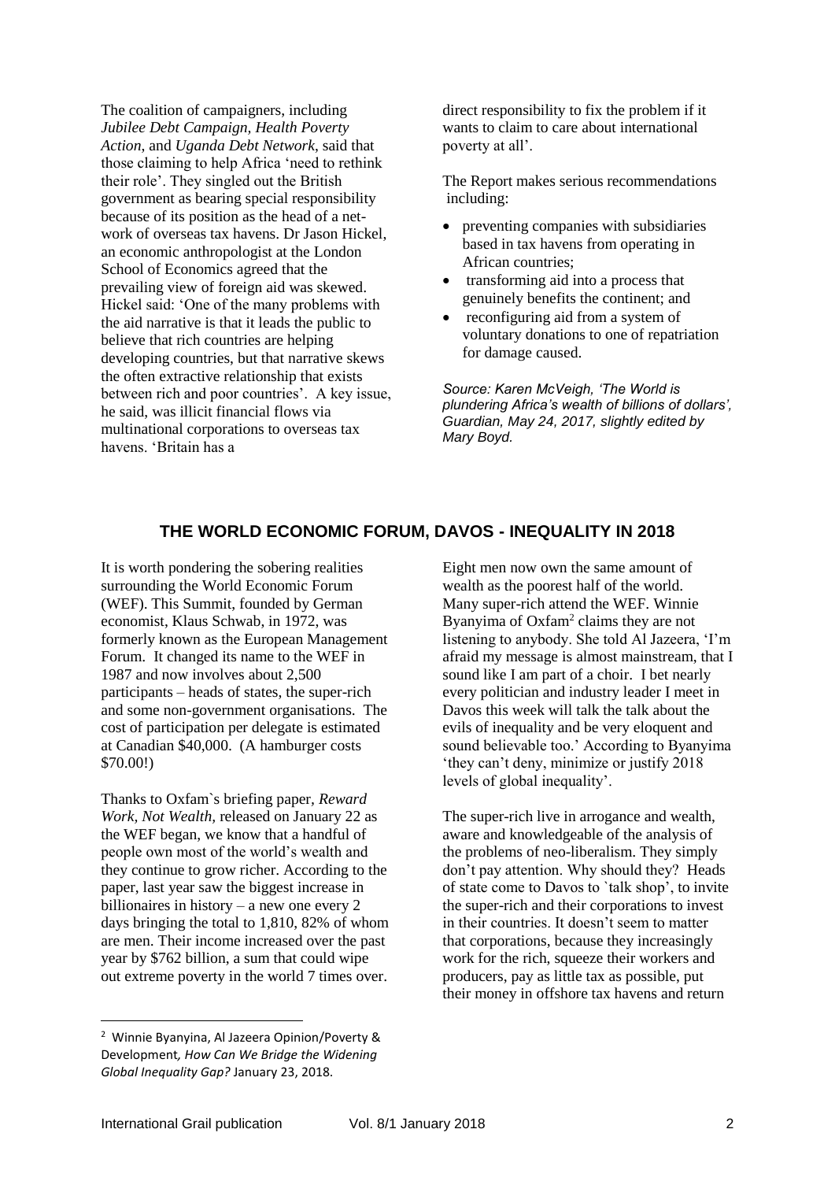The coalition of campaigners, including *Jubilee Debt Campaign, Health Poverty Action,* and *Uganda Debt Network*, said that those claiming to help Africa 'need to rethink their role'. They singled out the British government as bearing special responsibility because of its position as the head of a net-work of overseas tax havens. Dr Jason Hickel, an economic anthropologist at the London School of Economics agreed that the prevailing view of foreign aid was skewed. Hickel said: 'One of the many problems with the aid narrative is that it leads the public to believe that rich countries are helping developing countries, but that narrative skews the often extractive relationship that exists between rich and poor countries'. A key issue, he said, was illicit financial flows via multinational corporations to overseas tax havens. 'Britain has a direct responsibility to fix the problem if it wants to claim to care about international poverty at all'.

The Report makes serious recommendations including:

- preventing companies with subsidiaries based in tax havens from operating in African countries;
- transforming aid into a process that genuinely benefits the continent; and
- reconfiguring aid from a system of voluntary donations to one of repatriation for damage caused.

*Source: Karen McVeigh, 'The World is plundering Africa's wealth of billions of dollars', Guardian, May 24, 2017, slightly edited by Mary Boyd.*

## THE WORLD ECONOMIC FORUM, DAVOS - INEQUALITY IN 2018

It is worth pondering the sobering realities surrounding the World Economic Forum (WEF). This Summit, founded by German economist, Klaus Schwab, in 1972, was formerly known as the European Management Forum. It changed its name to the WEF in 1987 and now involves about 2,500 participants – heads of states, the super-rich and some non-government organisations. The cost of participation per delegate is estimated at Canadian $40,000. (A hamburger costs $70.00!)

Thanks to Oxfam`s briefing paper, *Reward Work, Not Wealth,* released on January 22 as the WEF began, we know that a handful of people own most of the world's wealth and they continue to grow richer. According to the paper, last year saw the biggest increase in billionaires in history – a new one every 2 days bringing the total to 1,810, 82% of whom are men. Their income increased over the past year by $762 billion, a sum that could wipe out extreme poverty in the world 7 times over.

Eight men now own the same amount of wealth as the poorest half of the world. Many super-rich attend the WEF. Winnie Byanyima of Oxfam[2] claims they are not listening to anybody. She told Al Jazeera, 'I'm afraid my message is almost mainstream, that I sound like I am part of a choir. I bet nearly every politician and industry leader I meet in Davos this week will talk the talk about the evils of inequality and be very eloquent and sound believable too.' According to Byanyima 'they can't deny, minimize or justify 2018 levels of global inequality'.

The super-rich live in arrogance and wealth, aware and knowledgeable of the analysis of the problems of neo-liberalism. They simply don't pay attention. Why should they? Heads of state come to Davos to `talk shop', to invite the super-rich and their corporations to invest in their countries. It doesn't seem to matter that corporations, because they increasingly work for the rich, squeeze their workers and producers, pay as little tax as possible, put their money in offshore tax havens and return

---

[2] Winnie Byanyima, Al Jazeera Opinion/Poverty & Development*, How Can We Bridge the Widening Global Inequality Gap?* January 23, 2018.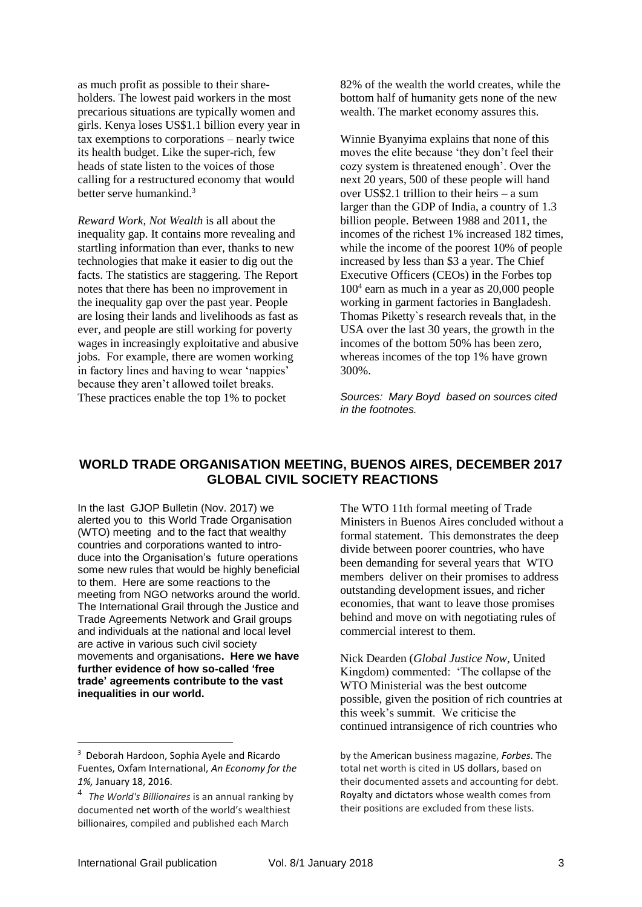as much profit as possible to their shareholders. The lowest paid workers in the most precarious situations are typically women and girls. Kenya loses US$1.1 billion every year in tax exemptions to corporations – nearly twice its health budget. Like the super-rich, few heads of state listen to the voices of those calling for a restructured economy that would better serve humankind.[3]

*Reward Work, Not Wealth* is all about the inequality gap. It contains more revealing and startling information than ever, thanks to new technologies that make it easier to dig out the facts. The statistics are staggering. The Report notes that there has been no improvement in the inequality gap over the past year. People are losing their lands and livelihoods as fast as ever, and people are still working for poverty wages in increasingly exploitative and abusive jobs. For example, there are women working in factory lines and having to wear 'nappies' because they aren't allowed toilet breaks. These practices enable the top 1% to pocket 82% of the wealth the world creates, while the bottom half of humanity gets none of the new wealth. The market economy assures this.

Winnie Byanyima explains that none of this moves the elite because 'they don't feel their cozy system is threatened enough'. Over the next 20 years, 500 of these people will hand over US$2.1 trillion to their heirs – a sum larger than the GDP of India, a country of 1.3 billion people. Between 1988 and 2011, the incomes of the richest 1% increased 182 times, while the income of the poorest 10% of people increased by less than $3 a year. The Chief Executive Officers (CEOs) in the Forbes top 100[4] earn as much in a year as 20,000 people working in garment factories in Bangladesh. Thomas Piketty`s research reveals that, in the USA over the last 30 years, the growth in the incomes of the bottom 50% has been zero, whereas incomes of the top 1% have grown 300%.

*Sources: Mary Boyd based on sources cited in the footnotes.*

## WORLD TRADE ORGANISATION MEETING, BUENOS AIRES, DECEMBER 2017 GLOBAL CIVIL SOCIETY REACTIONS

In the last GJOP Bulletin (Nov. 2017) we alerted you to this World Trade Organisation (WTO) meeting and to the fact that wealthy countries and corporations wanted to introduce into the Organisation's future operations some new rules that would be highly beneficial to them. Here are some reactions to the meeting from NGO networks around the world. The International Grail through the Justice and Trade Agreements Network and Grail groups and individuals at the national and local level are active in various such civil society movements and organisations**. Here we have further evidence of how so-called 'free trade' agreements contribute to the vast inequalities in our world.**

The WTO 11th formal meeting of Trade Ministers in Buenos Aires concluded without a formal statement. This demonstrates the deep divide between poorer countries, who have been demanding for several years that WTO members deliver on their promises to address outstanding development issues, and richer economies, that want to leave those promises behind and move on with negotiating rules of commercial interest to them.

Nick Dearden (*Global Justice Now*, United Kingdom) commented: 'The collapse of the WTO Ministerial was the best outcome possible, given the position of rich countries at this week's summit. We criticise the continued intransigence of rich countries who

---

[3] Deborah Hardoon, Sophia Ayele and Ricardo Fuentes, Oxfam International, *An Economy for the 1%,* January 18, 2016.

[4] *The World's Billionaires* is an annual ranking by documented net worth of the world's wealthiest billionaires, compiled and published each March by the American business magazine, *Forbes*. The total net worth is cited in US dollars, based on their documented assets and accounting for debt. Royalty and dictators whose wealth comes from their positions are excluded from these lists.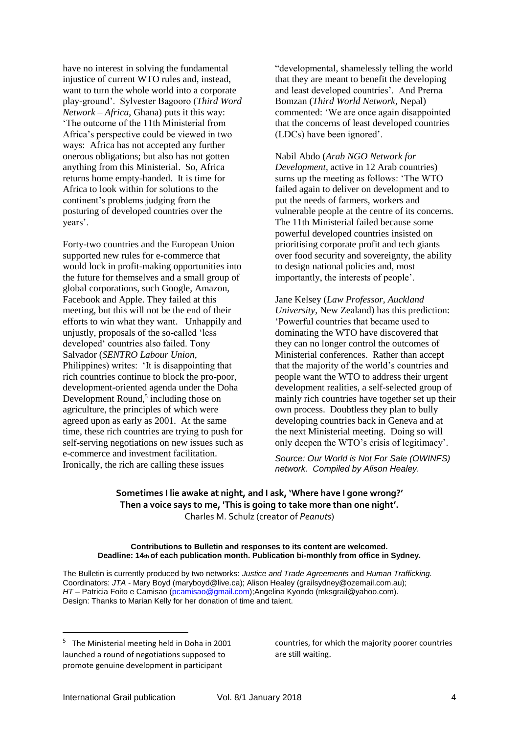have no interest in solving the fundamental injustice of current WTO rules and, instead, want to turn the whole world into a corporate play-ground'. Sylvester Bagooro (*Third Word Network – Africa*, Ghana) puts it this way: 'The outcome of the 11th Ministerial from Africa's perspective could be viewed in two ways: Africa has not accepted any further onerous obligations; but also has not gotten anything from this Ministerial. So, Africa returns home empty-handed. It is time for Africa to look within for solutions to the continent's problems judging from the posturing of developed countries over the years'.

Forty-two countries and the European Union supported new rules for e-commerce that would lock in profit-making opportunities into the future for themselves and a small group of global corporations, such Google, Amazon, Facebook and Apple. They failed at this meeting, but this will not be the end of their efforts to win what they want. Unhappily and unjustly, proposals of the so-called 'less developed' countries also failed. Tony Salvador (*SENTRO Labour Union*, Philippines) writes: 'It is disappointing that rich countries continue to block the pro-poor, development-oriented agenda under the Doha Development Round,[5] including those on agriculture, the principles of which were agreed upon as early as 2001. At the same time, these rich countries are trying to push for self-serving negotiations on new issues such as e-commerce and investment facilitation. Ironically, the rich are calling these issues "developmental, shamelessly telling the world that they are meant to benefit the developing and least developed countries'. And Prerna Bomzan (*Third World Network*, Nepal) commented: 'We are once again disappointed that the concerns of least developed countries (LDCs) have been ignored'.

Nabil Abdo (*Arab NGO Network for Development*, active in 12 Arab countries) sums up the meeting as follows: 'The WTO failed again to deliver on development and to put the needs of farmers, workers and vulnerable people at the centre of its concerns. The 11th Ministerial failed because some powerful developed countries insisted on prioritising corporate profit and tech giants over food security and sovereignty, the ability to design national policies and, most importantly, the interests of people'.

Jane Kelsey (*Law Professor, Auckland University*, New Zealand) has this prediction: 'Powerful countries that became used to dominating the WTO have discovered that they can no longer control the outcomes of Ministerial conferences. Rather than accept that the majority of the world's countries and people want the WTO to address their urgent development realities, a self-selected group of mainly rich countries have together set up their own process. Doubtless they plan to bully developing countries back in Geneva and at the next Ministerial meeting. Doing so will only deepen the WTO's crisis of legitimacy'.

*Source: Our World is Not For Sale (OWINFS) network. Compiled by Alison Healey.*

**Sometimes I lie awake at night, and I ask, 'Where have I gone wrong?'**
**Then a voice says to me, 'This is going to take more than one night'.**
Charles M. Schulz (creator of *Peanuts*)

**Contributions to Bulletin and responses to its content are welcomed.**
**Deadline: 14th of each publication month. Publication bi-monthly from office in Sydney.**

The Bulletin is currently produced by two networks: *Justice and Trade Agreements* and *Human Trafficking.*
Coordinators: *JTA* - Mary Boyd (maryboyd@live.ca); Alison Healey (grailsydney@ozemail.com.au);
*HT* – Patricia Foito e Camisao (pcamisao@gmail.com);Angelina Kyondo (mksgrail@yahoo.com).
Design: Thanks to Marian Kelly for her donation of time and talent.

[5] The Ministerial meeting held in Doha in 2001 launched a round of negotiations supposed to promote genuine development in participant countries, for which the majority poorer countries are still waiting.